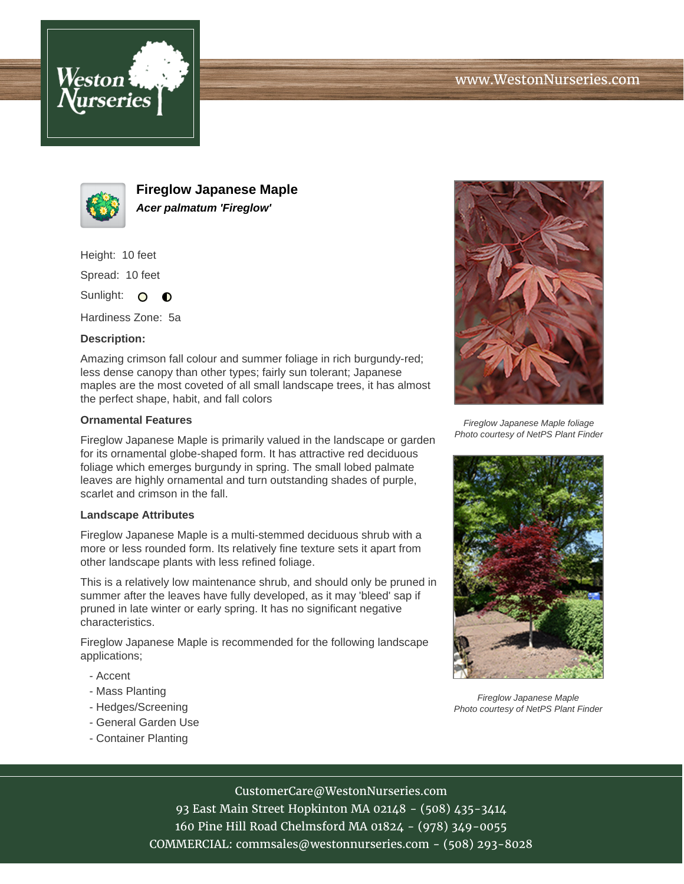www.WestonNurseries.com

# Fireglow Japanese Maple

***Acer palmatum 'Fireglow'***

Height: 10 feet

Spread: 10 feet

Sunlight:

Hardiness Zone: 5a

**Description:**

Amazing crimson fall colour and summer foliage in rich burgundy-red; less dense canopy than other types; fairly sun tolerant; Japanese maples are the most coveted of all small landscape trees, it has almost the perfect shape, habit, and fall colors

### Ornamental Features

Fireglow Japanese Maple is primarily valued in the landscape or garden for its ornamental globe-shaped form. It has attractive red deciduous foliage which emerges burgundy in spring. The small lobed palmate leaves are highly ornamental and turn outstanding shades of purple, scarlet and crimson in the fall.

### Landscape Attributes

Fireglow Japanese Maple is a multi-stemmed deciduous shrub with a more or less rounded form. Its relatively fine texture sets it apart from other landscape plants with less refined foliage.

This is a relatively low maintenance shrub, and should only be pruned in summer after the leaves have fully developed, as it may 'bleed' sap if pruned in late winter or early spring. It has no significant negative characteristics.

Fireglow Japanese Maple is recommended for the following landscape applications;

- Accent
- Mass Planting
- Hedges/Screening
- General Garden Use
- Container Planting

*Fireglow Japanese Maple foliage*
*Photo courtesy of NetPS Plant Finder*

*Fireglow Japanese Maple*
*Photo courtesy of NetPS Plant Finder*

CustomerCare@WestonNurseries.com
93 East Main Street Hopkinton MA 02148 - (508) 435-3414
160 Pine Hill Road Chelmsford MA 01824 - (978) 349-0055
COMMERCIAL: commsales@westonnurseries.com - (508) 293-8028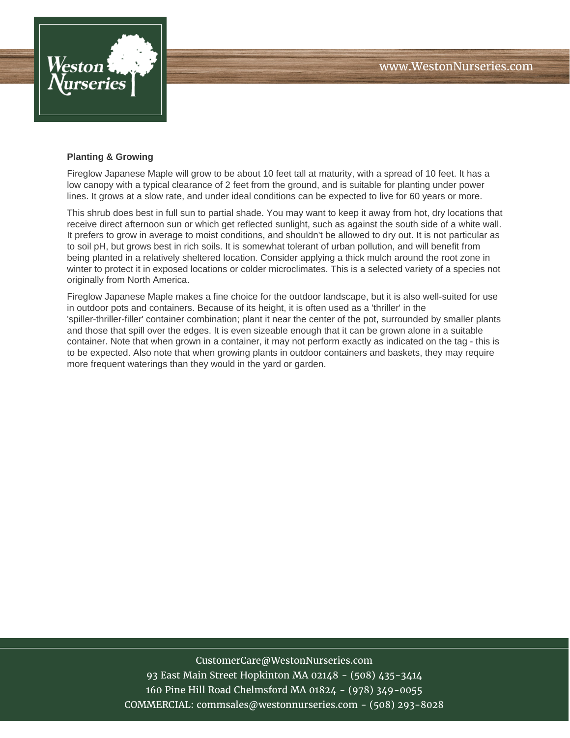**Planting & Growing**

Fireglow Japanese Maple will grow to be about 10 feet tall at maturity, with a spread of 10 feet. It has a low canopy with a typical clearance of 2 feet from the ground, and is suitable for planting under power lines. It grows at a slow rate, and under ideal conditions can be expected to live for 60 years or more.

This shrub does best in full sun to partial shade. You may want to keep it away from hot, dry locations that receive direct afternoon sun or which get reflected sunlight, such as against the south side of a white wall. It prefers to grow in average to moist conditions, and shouldn't be allowed to dry out. It is not particular as to soil pH, but grows best in rich soils. It is somewhat tolerant of urban pollution, and will benefit from being planted in a relatively sheltered location. Consider applying a thick mulch around the root zone in winter to protect it in exposed locations or colder microclimates. This is a selected variety of a species not originally from North America.

Fireglow Japanese Maple makes a fine choice for the outdoor landscape, but it is also well-suited for use in outdoor pots and containers. Because of its height, it is often used as a 'thriller' in the 'spiller-thriller-filler' container combination; plant it near the center of the pot, surrounded by smaller plants and those that spill over the edges. It is even sizeable enough that it can be grown alone in a suitable container. Note that when grown in a container, it may not perform exactly as indicated on the tag - this is to be expected. Also note that when growing plants in outdoor containers and baskets, they may require more frequent waterings than they would in the yard or garden.